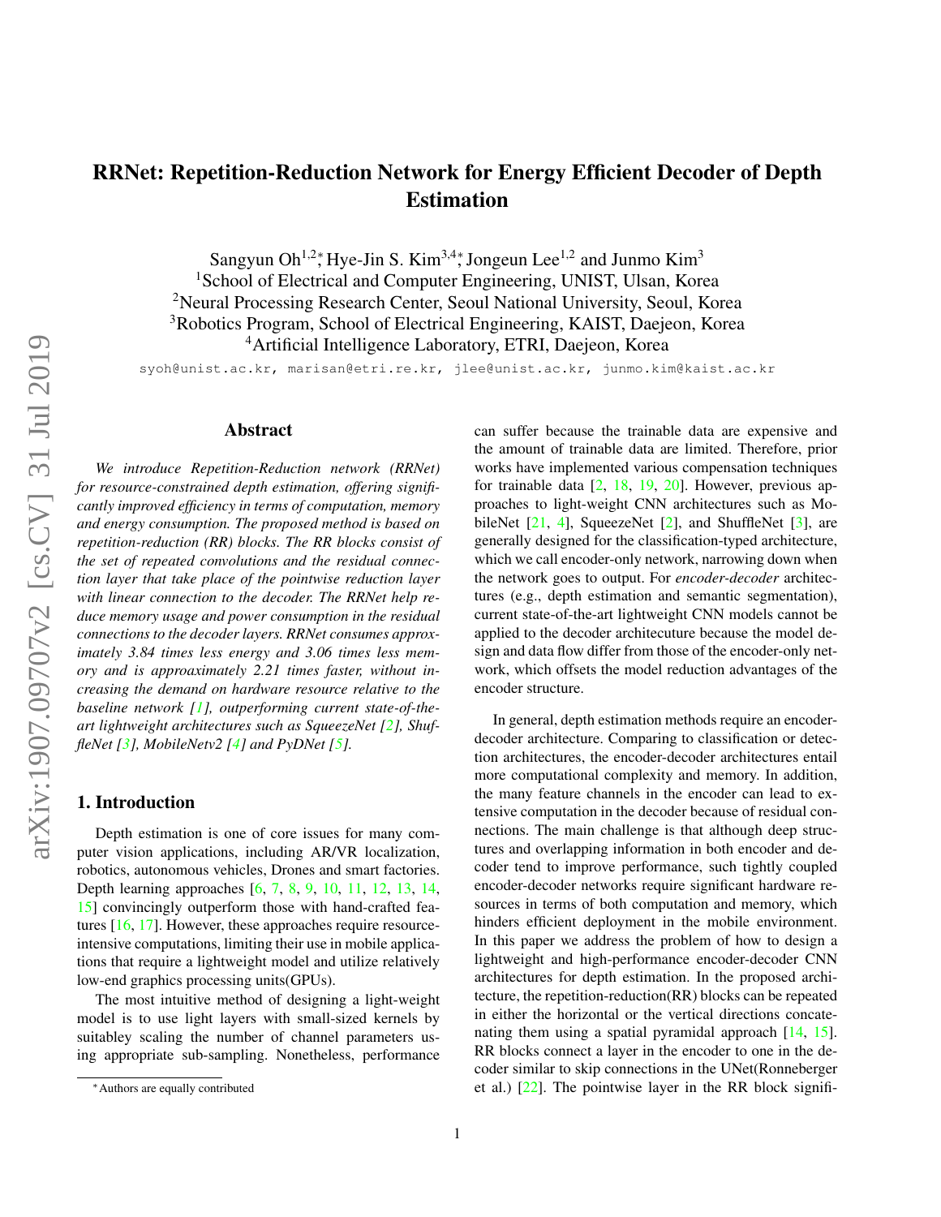# RRNet: Repetition-Reduction Network for Energy Efficient Decoder of Depth Estimation

Sangyun Oh[1,2]*, Hye-Jin S. Kim[3,4]*, Jongeun Lee[1,2] and Junmo Kim[3]

[1]School of Electrical and Computer Engineering, UNIST, Ulsan, Korea

[2]Neural Processing Research Center, Seoul National University, Seoul, Korea

[3]Robotics Program, School of Electrical Engineering, KAIST, Daejeon, Korea

[4]Artificial Intelligence Laboratory, ETRI, Daejeon, Korea

syoh@unist.ac.kr, marisan@etri.re.kr, jlee@unist.ac.kr, junmo.kim@kaist.ac.kr

## Abstract

*We introduce Repetition-Reduction network (RRNet) for resource-constrained depth estimation, offering significantly improved efficiency in terms of computation, memory and energy consumption. The proposed method is based on repetition-reduction (RR) blocks. The RR blocks consist of the set of repeated convolutions and the residual connection layer that take place of the pointwise reduction layer with linear connection to the decoder. The RRNet help reduce memory usage and power consumption in the residual connections to the decoder layers. RRNet consumes approximately 3.84 times less energy and 3.06 times less memory and is approaximately 2.21 times faster, without increasing the demand on hardware resource relative to the baseline network [1], outperforming current state-of-the-art lightweight architectures such as SqueezeNet [2], ShuffleNet [3], MobileNetv2 [4] and PyDNet [5].*

## 1. Introduction

Depth estimation is one of core issues for many computer vision applications, including AR/VR localization, robotics, autonomous vehicles, Drones and smart factories. Depth learning approaches [6, 7, 8, 9, 10, 11, 12, 13, 14, 15] convincingly outperform those with hand-crafted features [16, 17]. However, these approaches require resource-intensive computations, limiting their use in mobile applications that require a lightweight model and utilize relatively low-end graphics processing units(GPUs).

The most intuitive method of designing a light-weight model is to use light layers with small-sized kernels by suitabley scaling the number of channel parameters using appropriate sub-sampling. Nonetheless, performance can suffer because the trainable data are expensive and the amount of trainable data are limited. Therefore, prior works have implemented various compensation techniques for trainable data [2, 18, 19, 20]. However, previous approaches to light-weight CNN architectures such as MobileNet [21, 4], SqueezeNet [2], and ShuffleNet [3], are generally designed for the classification-typed architecture, which we call encoder-only network, narrowing down when the network goes to output. For *encoder-decoder* architectures (e.g., depth estimation and semantic segmentation), current state-of-the-art lightweight CNN models cannot be applied to the decoder architecuture because the model design and data flow differ from those of the encoder-only network, which offsets the model reduction advantages of the encoder structure.

In general, depth estimation methods require an encoder-decoder architecture. Comparing to classification or detection architectures, the encoder-decoder architectures entail more computational complexity and memory. In addition, the many feature channels in the encoder can lead to extensive computation in the decoder because of residual connections. The main challenge is that although deep structures and overlapping information in both encoder and decoder tend to improve performance, such tightly coupled encoder-decoder networks require significant hardware resources in terms of both computation and memory, which hinders efficient deployment in the mobile environment. In this paper we address the problem of how to design a lightweight and high-performance encoder-decoder CNN architectures for depth estimation. In the proposed architecture, the repetition-reduction(RR) blocks can be repeated in either the horizontal or the vertical directions concatenating them using a spatial pyramidal approach [14, 15]. RR blocks connect a layer in the encoder to one in the decoder similar to skip connections in the UNet(Ronneberger et al.) [22]. The pointwise layer in the RR block signifi-

*Authors are equally contributed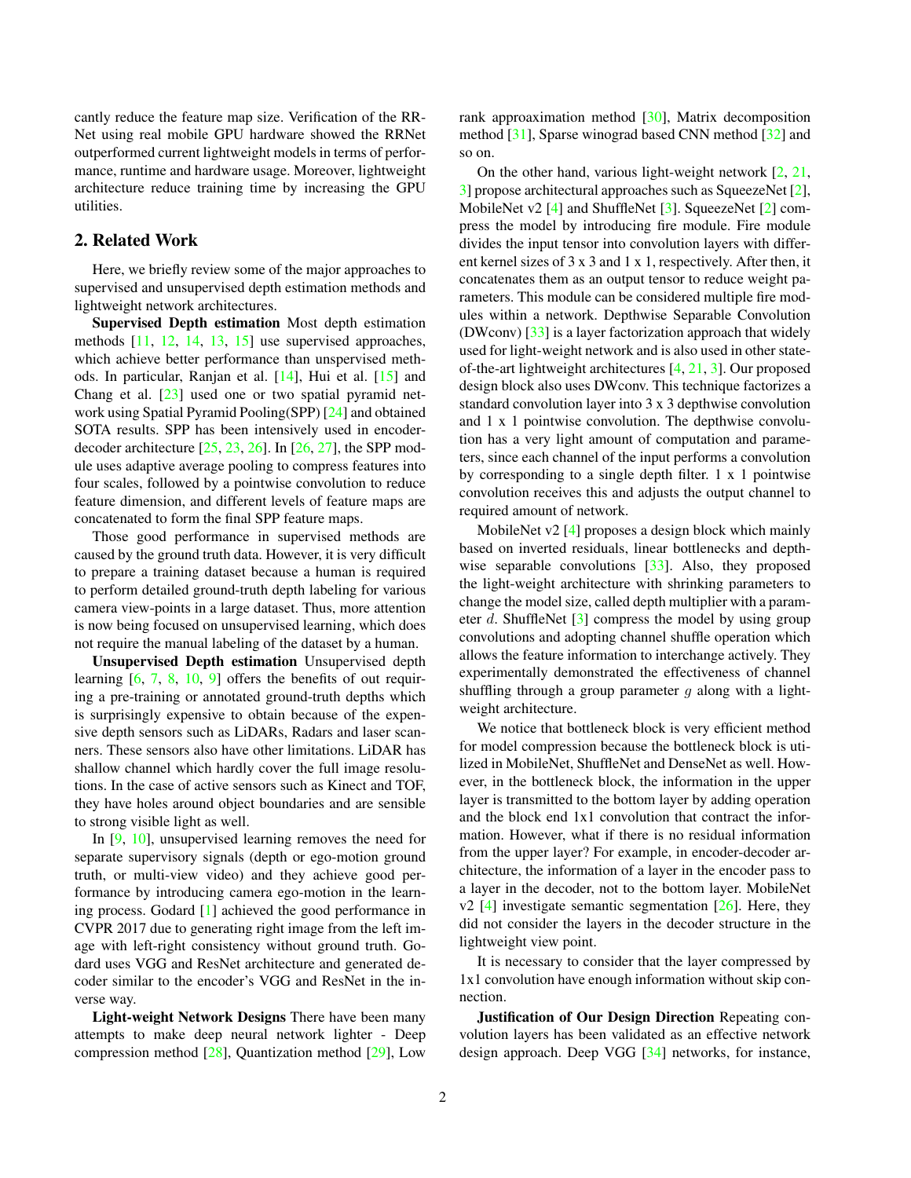cantly reduce the feature map size. Verification of the RR-Net using real mobile GPU hardware showed the RRNet outperformed current lightweight models in terms of performance, runtime and hardware usage. Moreover, lightweight architecture reduce training time by increasing the GPU utilities.

## 2. Related Work

Here, we briefly review some of the major approaches to supervised and unsupervised depth estimation methods and lightweight network architectures.

**Supervised Depth estimation** Most depth estimation methods [11, 12, 14, 13, 15] use supervised approaches, which achieve better performance than unsupervised methods. In particular, Ranjan et al. [14], Hui et al. [15] and Chang et al. [23] used one or two spatial pyramid network using Spatial Pyramid Pooling(SPP) [24] and obtained SOTA results. SPP has been intensively used in encoder-decoder architecture [25, 23, 26]. In [26, 27], the SPP module uses adaptive average pooling to compress features into four scales, followed by a pointwise convolution to reduce feature dimension, and different levels of feature maps are concatenated to form the final SPP feature maps.

Those good performance in supervised methods are caused by the ground truth data. However, it is very difficult to prepare a training dataset because a human is required to perform detailed ground-truth depth labeling for various camera view-points in a large dataset. Thus, more attention is now being focused on unsupervised learning, which does not require the manual labeling of the dataset by a human.

**Unsupervised Depth estimation** Unsupervised depth learning [6, 7, 8, 10, 9] offers the benefits of out requiring a pre-training or annotated ground-truth depths which is surprisingly expensive to obtain because of the expensive depth sensors such as LiDARs, Radars and laser scanners. These sensors also have other limitations. LiDAR has shallow channel which hardly cover the full image resolutions. In the case of active sensors such as Kinect and TOF, they have holes around object boundaries and are sensible to strong visible light as well.

In [9, 10], unsupervised learning removes the need for separate supervisory signals (depth or ego-motion ground truth, or multi-view video) and they achieve good performance by introducing camera ego-motion in the learning process. Godard [1] achieved the good performance in CVPR 2017 due to generating right image from the left image with left-right consistency without ground truth. Godard uses VGG and ResNet architecture and generated decoder similar to the encoder's VGG and ResNet in the inverse way.

**Light-weight Network Designs** There have been many attempts to make deep neural network lighter - Deep compression method [28], Quantization method [29], Low rank approaximation method [30], Matrix decomposition method [31], Sparse winograd based CNN method [32] and so on.

On the other hand, various light-weight network [2, 21, 3] propose architectural approaches such as SqueezeNet [2], MobileNet v2 [4] and ShuffleNet [3]. SqueezeNet [2] compress the model by introducing fire module. Fire module divides the input tensor into convolution layers with different kernel sizes of 3 x 3 and 1 x 1, respectively. After then, it concatenates them as an output tensor to reduce weight parameters. This module can be considered multiple fire modules within a network. Depthwise Separable Convolution (DWconv) [33] is a layer factorization approach that widely used for light-weight network and is also used in other state-of-the-art lightweight architectures [4, 21, 3]. Our proposed design block also uses DWconv. This technique factorizes a standard convolution layer into 3 x 3 depthwise convolution and 1 x 1 pointwise convolution. The depthwise convolution has a very light amount of computation and parameters, since each channel of the input performs a convolution by corresponding to a single depth filter. 1 x 1 pointwise convolution receives this and adjusts the output channel to required amount of network.

MobileNet v2 [4] proposes a design block which mainly based on inverted residuals, linear bottlenecks and depthwise separable convolutions [33]. Also, they proposed the light-weight architecture with shrinking parameters to change the model size, called depth multiplier with a parameter $d$. ShuffleNet [3] compress the model by using group convolutions and adopting channel shuffle operation which allows the feature information to interchange actively. They experimentally demonstrated the effectiveness of channel shuffling through a group parameter $g$ along with a lightweight architecture.

We notice that bottleneck block is very efficient method for model compression because the bottleneck block is utilized in MobileNet, ShuffleNet and DenseNet as well. However, in the bottleneck block, the information in the upper layer is transmitted to the bottom layer by adding operation and the block end 1x1 convolution that contract the information. However, what if there is no residual information from the upper layer? For example, in encoder-decoder architecture, the information of a layer in the encoder pass to a layer in the decoder, not to the bottom layer. MobileNet v2 [4] investigate semantic segmentation [26]. Here, they did not consider the layers in the decoder structure in the lightweight view point.

It is necessary to consider that the layer compressed by 1x1 convolution have enough information without skip connection.

**Justification of Our Design Direction** Repeating convolution layers has been validated as an effective network design approach. Deep VGG [34] networks, for instance,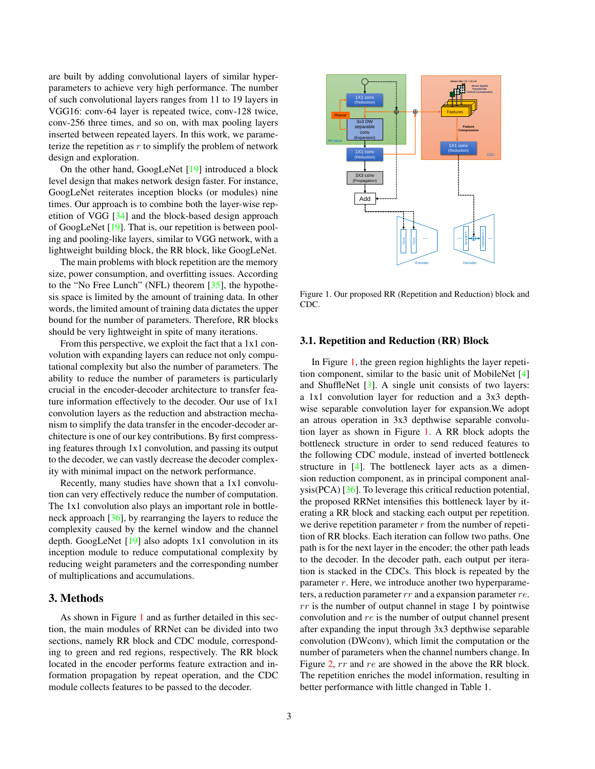are built by adding convolutional layers of similar hyperparameters to achieve very high performance. The number of such convolutional layers ranges from 11 to 19 layers in VGG16: conv-64 layer is repeated twice, conv-128 twice, conv-256 three times, and so on, with max pooling layers inserted between repeated layers. In this work, we parameterize the repetition as $r$ to simplify the problem of network design and exploration.

On the other hand, GoogLeNet [19] introduced a block level design that makes network design faster. For instance, GoogLeNet reiterates inception blocks (or modules) nine times. Our approach is to combine both the layer-wise repetition of VGG [34] and the block-based design approach of GoogLeNet [19]. That is, our repetition is between pooling and pooling-like layers, similar to VGG network, with a lightweight building block, the RR block, like GoogLeNet.

The main problems with block repetition are the memory size, power consumption, and overfitting issues. According to the "No Free Lunch" (NFL) theorem [35], the hypothesis space is limited by the amount of training data. In other words, the limited amount of training data dictates the upper bound for the number of parameters. Therefore, RR blocks should be very lightweight in spite of many iterations.

From this perspective, we exploit the fact that a 1x1 convolution with expanding layers can reduce not only computational complexity but also the number of parameters. The ability to reduce the number of parameters is particularly crucial in the encoder-decoder architecture to transfer feature information effectively to the decoder. Our use of 1x1 convolution layers as the reduction and abstraction mechanism to simplify the data transfer in the encoder-decoder architecture is one of our key contributions. By first compressing features through 1x1 convolution, and passing its output to the decoder, we can vastly decrease the decoder complexity with minimal impact on the network performance.

Recently, many studies have shown that a 1x1 convolution can very effectively reduce the number of computation. The 1x1 convolution also plays an important role in bottleneck approach [36], by rearranging the layers to reduce the complexity caused by the kernel window and the channel depth. GoogLeNet [19] also adopts 1x1 convolution in its inception module to reduce computational complexity by reducing weight parameters and the corresponding number of multiplications and accumulations.

# 3. Methods

As shown in Figure 1 and as further detailed in this section, the main modules of RRNet can be divided into two sections, namely RR block and CDC module, corresponding to green and red regions, respectively. The RR block located in the encoder performs feature extraction and information propagation by repeat operation, and the CDC module collects features to be passed to the decoder.

Figure 1. Our proposed RR (Repetition and Reduction) block and CDC.

## 3.1. Repetition and Reduction (RR) Block

In Figure 1, the green region highlights the layer repetition component, similar to the basic unit of MobileNet [4] and ShuffleNet [3]. A single unit consists of two layers: a 1x1 convolution layer for reduction and a 3x3 depthwise separable convolution layer for expansion.We adopt an atrous operation in 3x3 depthwise separable convolution layer as shown in Figure 1. A RR block adopts the bottleneck structure in order to send reduced features to the following CDC module, instead of inverted bottleneck structure in [4]. The bottleneck layer acts as a dimension reduction component, as in principal component analysis(PCA) [36]. To leverage this critical reduction potential, the proposed RRNet intensifies this bottleneck layer by iterating a RR block and stacking each output per repetition. we derive repetition parameter $r$ from the number of repetition of RR blocks. Each iteration can follow two paths. One path is for the next layer in the encoder; the other path leads to the decoder. In the decoder path, each output per iteration is stacked in the CDCs. This block is repeated by the parameter $r$. Here, we introduce another two hyperparameters, a reduction parameter $rr$ and a expansion parameter $re$. $rr$ is the number of output channel in stage 1 by pointwise convolution and $re$ is the number of output channel present after expanding the input through 3x3 depthwise separable convolution (DWconv), which limit the computation or the number of parameters when the channel numbers change. In Figure 2, $rr$ and $re$ are showed in the above the RR block. The repetition enriches the model information, resulting in better performance with little changed in Table 1.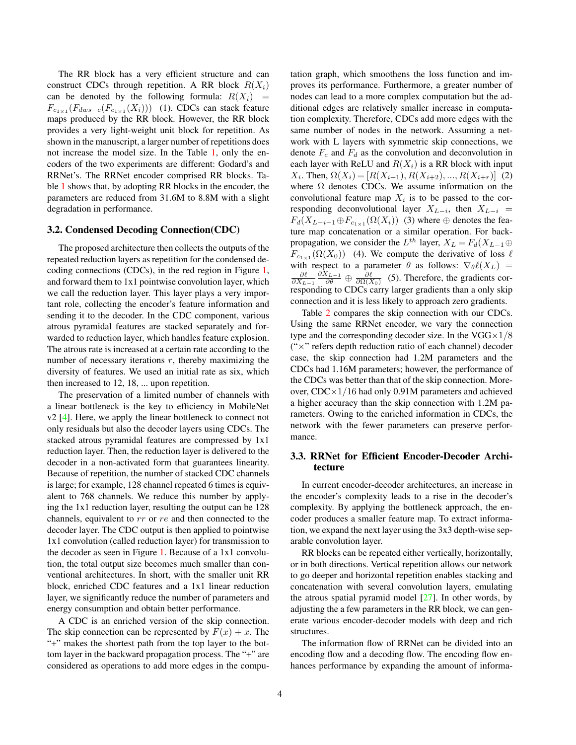The RR block has a very efficient structure and can construct CDCs through repetition. A RR block $R(X_i)$ can be denoted by the following formula: $R(X_i) = F_{c_{1\times1}}(F_{dws-c}(F_{c_{1\times1}}(X_i)))$ (1). CDCs can stack feature maps produced by the RR block. However, the RR block provides a very light-weight unit block for repetition. As shown in the manuscript, a larger number of repetitions does not increase the model size. In the Table 1, only the encoders of the two experiments are different: Godard's and RRNet's. The RRNet encoder comprised RR blocks. Table 1 shows that, by adopting RR blocks in the encoder, the parameters are reduced from 31.6M to 8.8M with a slight degradation in performance.

## 3.2. Condensed Decoding Connection(CDC)

The proposed architecture then collects the outputs of the repeated reduction layers as repetition for the condensed decoding connections (CDCs), in the red region in Figure 1, and forward them to 1x1 pointwise convolution layer, which we call the reduction layer. This layer plays a very important role, collecting the encoder's feature information and sending it to the decoder. In the CDC component, various atrous pyramidal features are stacked separately and forwarded to reduction layer, which handles feature explosion. The atrous rate is increased at a certain rate according to the number of necessary iterations $r$, thereby maximizing the diversity of features. We used an initial rate as six, which then increased to 12, 18, ... upon repetition.

The preservation of a limited number of channels with a linear bottleneck is the key to efficiency in MobileNet v2 [4]. Here, we apply the linear bottleneck to connect not only residuals but also the decoder layers using CDCs. The stacked atrous pyramidal features are compressed by 1x1 reduction layer. Then, the reduction layer is delivered to the decoder in a non-activated form that guarantees linearity. Because of repetition, the number of stacked CDC channels is large; for example, 128 channel repeated 6 times is equivalent to 768 channels. We reduce this number by applying the 1x1 reduction layer, resulting the output can be 128 channels, equivalent to $rr$ or $re$ and then connected to the decoder layer. The CDC output is then applied to pointwise 1x1 convolution (called reduction layer) for transmission to the decoder as seen in Figure 1. Because of a 1x1 convolution, the total output size becomes much smaller than conventional architectures. In short, with the smaller unit RR block, enriched CDC features and a 1x1 linear reduction layer, we significantly reduce the number of parameters and energy consumption and obtain better performance.

A CDC is an enriched version of the skip connection. The skip connection can be represented by $F(x) + x$. The "+" makes the shortest path from the top layer to the bottom layer in the backward propagation process. The "+" are considered as operations to add more edges in the computation graph, which smoothens the loss function and improves its performance. Furthermore, a greater number of nodes can lead to a more complex computation but the additional edges are relatively smaller increase in computation complexity. Therefore, CDCs add more edges with the same number of nodes in the network. Assuming a network with L layers with symmetric skip connections, we denote $F_c$ and $F_d$ as the convolution and deconvolution in each layer with ReLU and $R(X_i)$ is a RR block with input $X_i$. Then, $\Omega(X_i) = [R(X_{i+1}), R(X_{i+2}), ..., R(X_{i+r})]$ (2) where $\Omega$ denotes CDCs. We assume information on the convolutional feature map $X_i$ is to be passed to the corresponding deconvolutional layer $X_{L-i}$, then $X_{L-i} = F_d(X_{L-i-1} \oplus F_{c_{1\times1}}(\Omega(X_i))$ (3) where $\oplus$ denotes the feature map concatenation or a similar operation. For backpropagation, we consider the $L^{th}$ layer, $X_L = F_d(X_{L-1} \oplus F_{c_{1\times1}}(\Omega(X_0))$ (4). We compute the derivative of loss $\ell$ with respect to a parameter $\theta$ as follows: $\nabla_\theta \ell(X_L) = \frac{\partial \ell}{\partial X_{L-1}} \frac{\partial X_{L-1}}{\partial \theta} \oplus \frac{\partial \ell}{\partial \Omega(X_0)}$ (5). Therefore, the gradients corresponding to CDCs carry larger gradients than a only skip connection and it is less likely to approach zero gradients.

Table 2 compares the skip connection with our CDCs. Using the same RRNet encoder, we vary the connection type and the corresponding decoder size. In the VGG$\times 1/8$ ("$\times$" refers depth reduction ratio of each channel) decoder case, the skip connection had 1.2M parameters and the CDCs had 1.16M parameters; however, the performance of the CDCs was better than that of the skip connection. Moreover, CDC$\times 1/16$ had only 0.91M parameters and achieved a higher accuracy than the skip connection with 1.2M parameters. Owing to the enriched information in CDCs, the network with the fewer parameters can preserve performance.

## 3.3. RRNet for Efficient Encoder-Decoder Architecture

In current encoder-decoder architectures, an increase in the encoder's complexity leads to a rise in the decoder's complexity. By applying the bottleneck approach, the encoder produces a smaller feature map. To extract information, we expand the next layer using the 3x3 depth-wise separable convolution layer.

RR blocks can be repeated either vertically, horizontally, or in both directions. Vertical repetition allows our network to go deeper and horizontal repetition enables stacking and concatenation with several convolution layers, emulating the atrous spatial pyramid model [27]. In other words, by adjusting the a few parameters in the RR block, we can generate various encoder-decoder models with deep and rich structures.

The information flow of RRNet can be divided into an encoding flow and a decoding flow. The encoding flow enhances performance by expanding the amount of informa-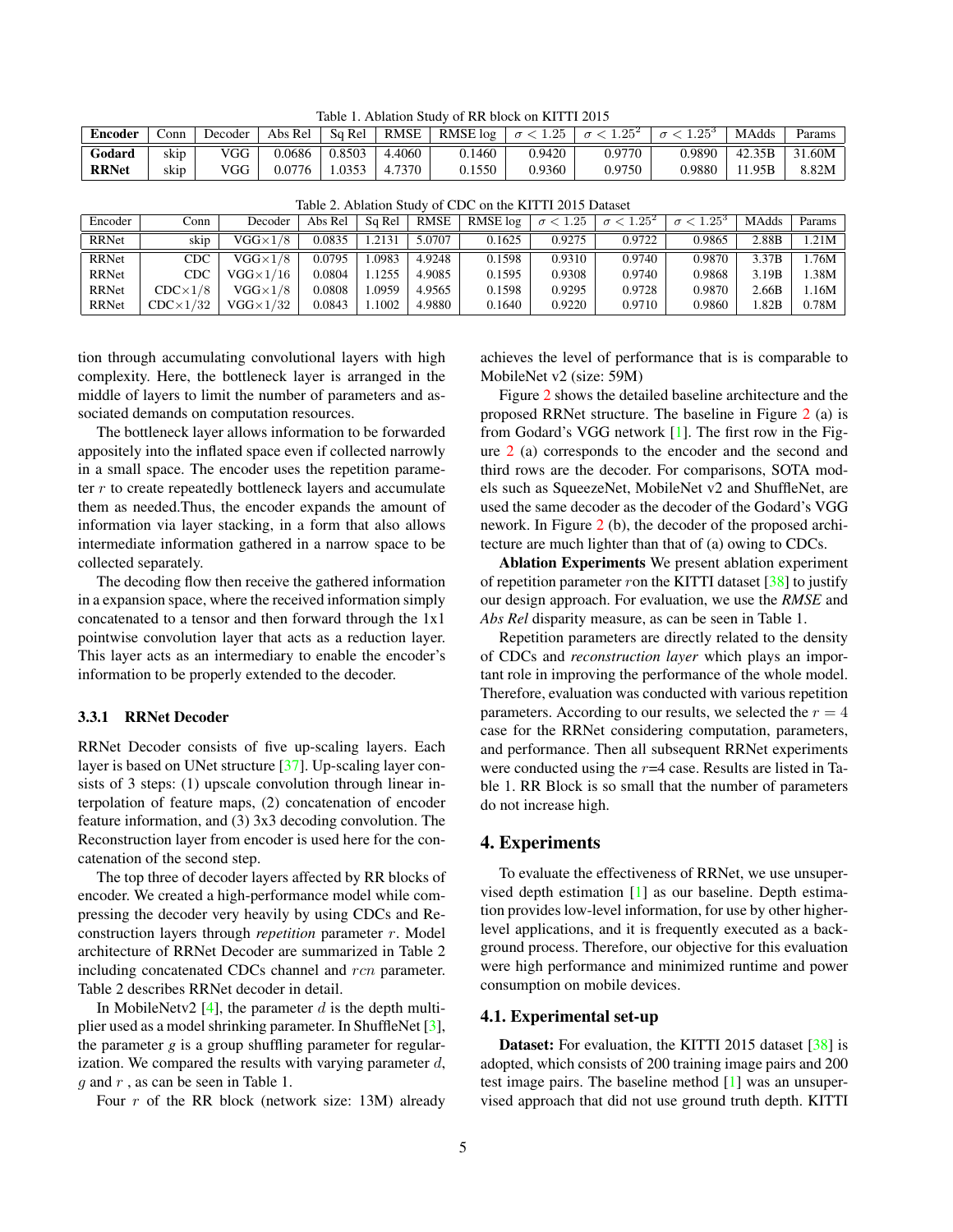Table 1. Ablation Study of RR block on KITTI 2015

| Encoder | Conn | Decoder | Abs Rel | Sq Rel | RMSE | RMSE log | $\sigma < 1.25$ | $\sigma < 1.25^2$ | $\sigma < 1.25^3$ | MAdds | Params |
|---|---|---|---|---|---|---|---|---|---|---|---|
| **Godard** | skip | VGG | 0.0686 | 0.8503 | 4.4060 | 0.1460 | 0.9420 | 0.9770 | 0.9890 | 42.35B | 31.60M |
| **RRNet** | skip | VGG | 0.0776 | 1.0353 | 4.7370 | 0.1550 | 0.9360 | 0.9750 | 0.9880 | 11.95B | 8.82M |

Table 2. Ablation Study of CDC on the KITTI 2015 Dataset

| Encoder | Conn | Decoder | Abs Rel | Sq Rel | RMSE | RMSE log | $\sigma < 1.25$ | $\sigma < 1.25^2$ | $\sigma < 1.25^3$ | MAdds | Params |
|---|---|---|---|---|---|---|---|---|---|---|---|
| RRNet | skip | VGG$\times 1/8$ | 0.0835 | 1.2131 | 5.0707 | 0.1625 | 0.9275 | 0.9722 | 0.9865 | 2.88B | 1.21M |
| RRNet | CDC | VGG$\times 1/8$ | 0.0795 | 1.0983 | 4.9248 | 0.1598 | 0.9310 | 0.9740 | 0.9870 | 3.37B | 1.76M |
| RRNet | CDC | VGG$\times 1/16$ | 0.0804 | 1.1255 | 4.9085 | 0.1595 | 0.9308 | 0.9740 | 0.9868 | 3.19B | 1.38M |
| RRNet | CDC$\times 1/8$ | VGG$\times 1/8$ | 0.0808 | 1.0959 | 4.9565 | 0.1598 | 0.9295 | 0.9728 | 0.9870 | 2.66B | 1.16M |
| RRNet | CDC$\times 1/32$ | VGG$\times 1/32$ | 0.0843 | 1.1002 | 4.9880 | 0.1640 | 0.9220 | 0.9710 | 0.9860 | 1.82B | 0.78M |

tion through accumulating convolutional layers with high complexity. Here, the bottleneck layer is arranged in the middle of layers to limit the number of parameters and associated demands on computation resources.

The bottleneck layer allows information to be forwarded appositely into the inflated space even if collected narrowly in a small space. The encoder uses the repetition parameter $r$ to create repeatedly bottleneck layers and accumulate them as needed.Thus, the encoder expands the amount of information via layer stacking, in a form that also allows intermediate information gathered in a narrow space to be collected separately.

The decoding flow then receive the gathered information in a expansion space, where the received information simply concatenated to a tensor and then forward through the 1x1 pointwise convolution layer that acts as a reduction layer. This layer acts as an intermediary to enable the encoder's information to be properly extended to the decoder.

#### 3.3.1 RRNet Decoder

RRNet Decoder consists of five up-scaling layers. Each layer is based on UNet structure [37]. Up-scaling layer consists of 3 steps: (1) upscale convolution through linear interpolation of feature maps, (2) concatenation of encoder feature information, and (3) 3x3 decoding convolution. The Reconstruction layer from encoder is used here for the concatenation of the second step.

The top three of decoder layers affected by RR blocks of encoder. We created a high-performance model while compressing the decoder very heavily by using CDCs and Reconstruction layers through *repetition* parameter $r$. Model architecture of RRNet Decoder are summarized in Table 2 including concatenated CDCs channel and $rcn$ parameter. Table 2 describes RRNet decoder in detail.

In MobileNetv2 [4], the parameter $d$ is the depth multiplier used as a model shrinking parameter. In ShuffleNet [3], the parameter $g$ is a group shuffling parameter for regularization. We compared the results with varying parameter $d$, $g$ and $r$ , as can be seen in Table 1.

Four $r$ of the RR block (network size: 13M) already achieves the level of performance that is is comparable to MobileNet v2 (size: 59M)

Figure 2 shows the detailed baseline architecture and the proposed RRNet structure. The baseline in Figure 2 (a) is from Godard's VGG network [1]. The first row in the Figure 2 (a) corresponds to the encoder and the second and third rows are the decoder. For comparisons, SOTA models such as SqueezeNet, MobileNet v2 and ShuffleNet, are used the same decoder as the decoder of the Godard's VGG nework. In Figure 2 (b), the decoder of the proposed architecture are much lighter than that of (a) owing to CDCs.

**Ablation Experiments** We present ablation experiment of repetition parameter $r$on the KITTI dataset [38] to justify our design approach. For evaluation, we use the *RMSE* and *Abs Rel* disparity measure, as can be seen in Table 1.

Repetition parameters are directly related to the density of CDCs and *reconstruction layer* which plays an important role in improving the performance of the whole model. Therefore, evaluation was conducted with various repetition parameters. According to our results, we selected the $r = 4$ case for the RRNet considering computation, parameters, and performance. Then all subsequent RRNet experiments were conducted using the $r$=4 case. Results are listed in Table 1. RR Block is so small that the number of parameters do not increase high.

## 4. Experiments

To evaluate the effectiveness of RRNet, we use unsupervised depth estimation [1] as our baseline. Depth estimation provides low-level information, for use by other higher-level applications, and it is frequently executed as a background process. Therefore, our objective for this evaluation were high performance and minimized runtime and power consumption on mobile devices.

### 4.1. Experimental set-up

**Dataset:** For evaluation, the KITTI 2015 dataset [38] is adopted, which consists of 200 training image pairs and 200 test image pairs. The baseline method [1] was an unsupervised approach that did not use ground truth depth. KITTI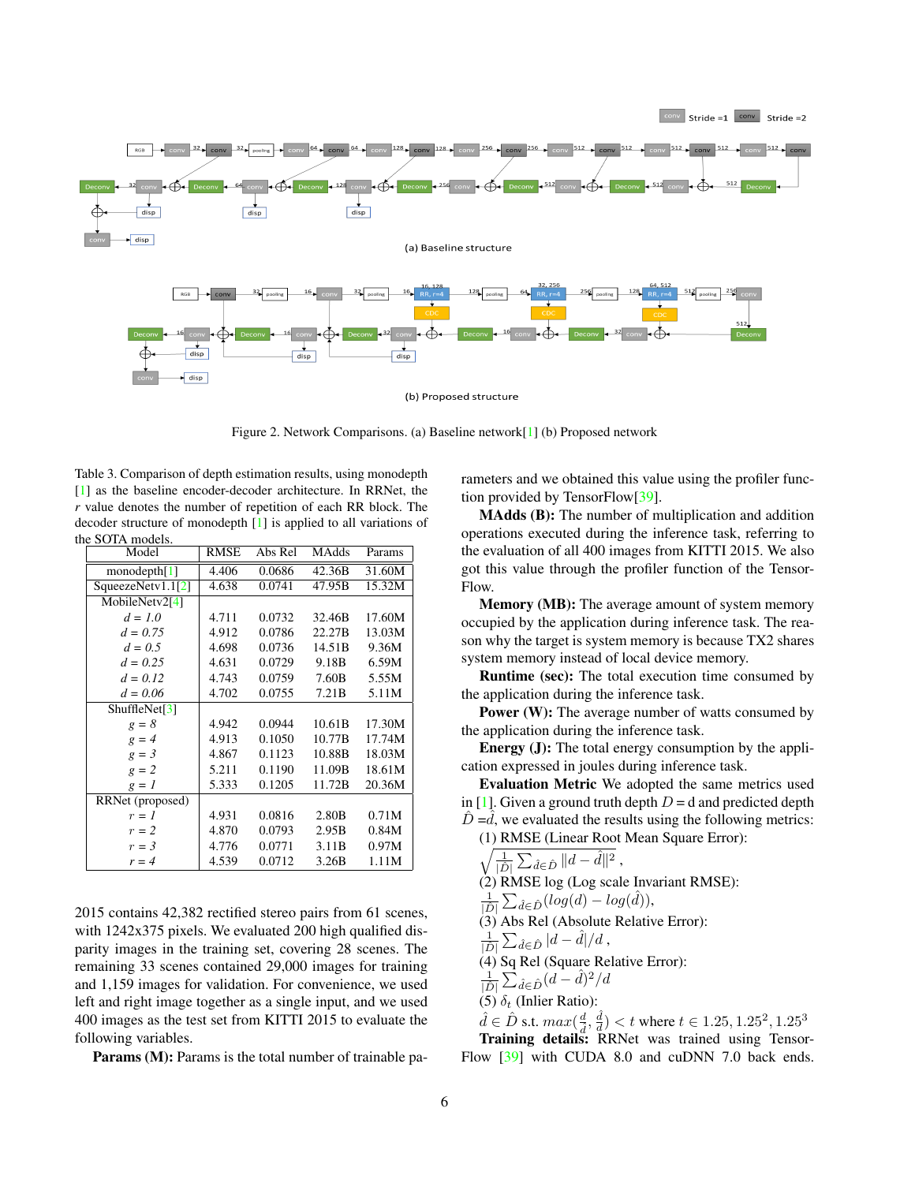Figure 2. Network Comparisons. (a) Baseline network[1] (b) Proposed network

Table 3. Comparison of depth estimation results, using monodepth [1] as the baseline encoder-decoder architecture. In RRNet, the $r$ value denotes the number of repetition of each RR block. The decoder structure of monodepth [1] is applied to all variations of the SOTA models.

| Model | RMSE | Abs Rel | MAdds | Params |
|---|---|---|---|---|
| monodepth[1] | 4.406 | 0.0686 | 42.36B | 31.60M |
| SqueezeNetv1.1[2] | 4.638 | 0.0741 | 47.95B | 15.32M |
| MobileNetv2[4] | | | | |
| *d = 1.0* | 4.711 | 0.0732 | 32.46B | 17.60M |
| *d = 0.75* | 4.912 | 0.0786 | 22.27B | 13.03M |
| *d = 0.5* | 4.698 | 0.0736 | 14.51B | 9.36M |
| *d = 0.25* | 4.631 | 0.0729 | 9.18B | 6.59M |
| *d = 0.12* | 4.743 | 0.0759 | 7.60B | 5.55M |
| *d = 0.06* | 4.702 | 0.0755 | 7.21B | 5.11M |
| ShuffleNet[3] | | | | |
| *g = 8* | 4.942 | 0.0944 | 10.61B | 17.30M |
| *g = 4* | 4.913 | 0.1050 | 10.77B | 17.74M |
| *g = 3* | 4.867 | 0.1123 | 10.88B | 18.03M |
| *g = 2* | 5.211 | 0.1190 | 11.09B | 18.61M |
| *g = 1* | 5.333 | 0.1205 | 11.72B | 20.36M |
| RRNet (proposed) | | | | |
| *r = 1* | 4.931 | 0.0816 | 2.80B | 0.71M |
| *r = 2* | 4.870 | 0.0793 | 2.95B | 0.84M |
| *r = 3* | 4.776 | 0.0771 | 3.11B | 0.97M |
| *r = 4* | 4.539 | 0.0712 | 3.26B | 1.11M |

2015 contains 42,382 rectified stereo pairs from 61 scenes, with 1242x375 pixels. We evaluated 200 high qualified disparity images in the training set, covering 28 scenes. The remaining 33 scenes contained 29,000 images for training and 1,159 images for validation. For convenience, we used left and right image together as a single input, and we used 400 images as the test set from KITTI 2015 to evaluate the following variables.

**Params (M):** Params is the total number of trainable parameters and we obtained this value using the profiler function provided by TensorFlow[39].

**MAdds (B):** The number of multiplication and addition operations executed during the inference task, referring to the evaluation of all 400 images from KITTI 2015. We also got this value through the profiler function of the TensorFlow.

**Memory (MB):** The average amount of system memory occupied by the application during inference task. The reason why the target is system memory is because TX2 shares system memory instead of local device memory.

**Runtime (sec):** The total execution time consumed by the application during the inference task.

**Power (W):** The average number of watts consumed by the application during the inference task.

**Energy (J):** The total energy consumption by the application expressed in joules during inference task.

**Evaluation Metric** We adopted the same metrics used in [1]. Given a ground truth depth $D = \mathrm{d}$ and predicted depth $\hat{D} = \hat{d}$, we evaluated the results using the following metrics:

(1) RMSE (Linear Root Mean Square Error):
$\sqrt{\frac{1}{|\hat{D}|}\sum_{\hat{d}\in\hat{D}} \|d-\hat{d}\|^2}$ ,

(2) RMSE log (Log scale Invariant RMSE):
$\frac{1}{|\hat{D}|}\sum_{\hat{d}\in\hat{D}} (log(d) - log(\hat{d}))$,

(3) Abs Rel (Absolute Relative Error):
$\frac{1}{|\hat{D}|}\sum_{\hat{d}\in\hat{D}} |d-\hat{d}|/d$ ,

(4) Sq Rel (Square Relative Error):
$\frac{1}{|\hat{D}|}\sum_{\hat{d}\in\hat{D}} (d-\hat{d})^2/d$

(5) $\delta_t$ (Inlier Ratio):
$\hat{d} \in \hat{D}$ s.t. $max(\frac{d}{\hat{d}}, \frac{\hat{d}}{d}) < t$ where $t \in 1.25, 1.25^2, 1.25^3$

**Training details:** RRNet was trained using TensorFlow [39] with CUDA 8.0 and cuDNN 7.0 back ends.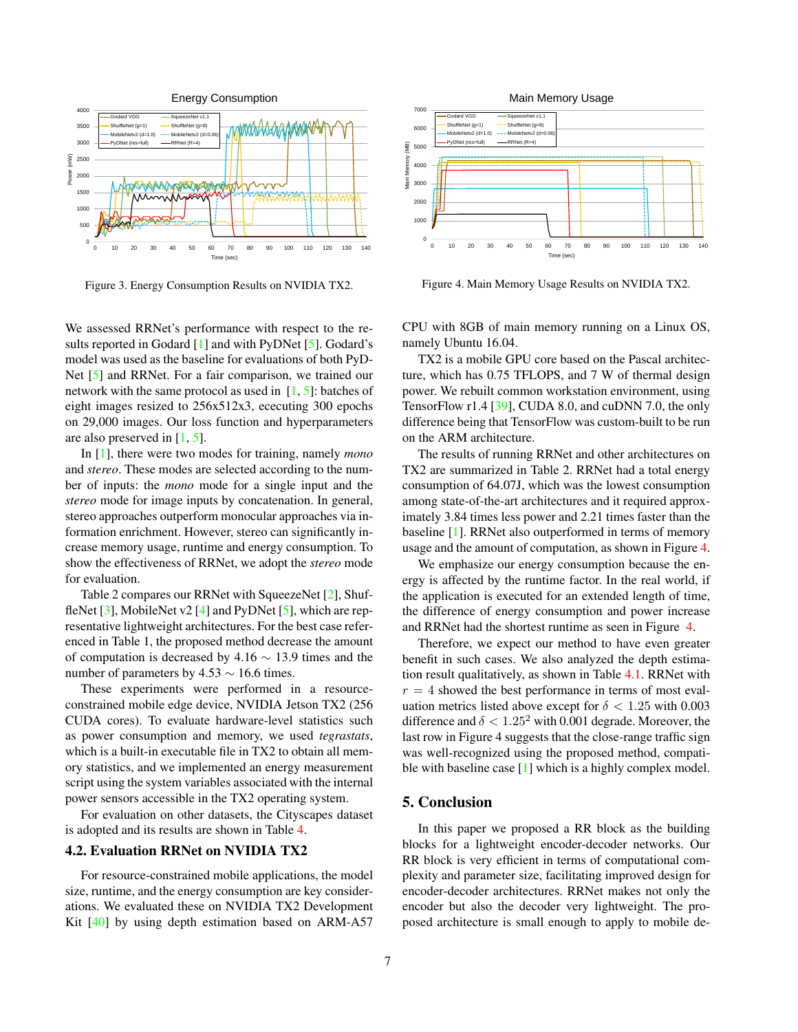Figure 3. Energy Consumption Results on NVIDIA TX2.

Figure 4. Main Memory Usage Results on NVIDIA TX2.

We assessed RRNet's performance with respect to the results reported in Godard [1] and with PyDNet [5]. Godard's model was used as the baseline for evaluations of both PyDNet [5] and RRNet. For a fair comparison, we trained our network with the same protocol as used in [1, 5]: batches of eight images resized to 256x512x3, ececuting 300 epochs on 29,000 images. Our loss function and hyperparameters are also preserved in [1, 5].

In [1], there were two modes for training, namely *mono* and *stereo*. These modes are selected according to the number of inputs: the *mono* mode for a single input and the *stereo* mode for image inputs by concatenation. In general, stereo approaches outperform monocular approaches via information enrichment. However, stereo can significantly increase memory usage, runtime and energy consumption. To show the effectiveness of RRNet, we adopt the *stereo* mode for evaluation.

Table 2 compares our RRNet with SqueezeNet [2], ShuffleNet [3], MobileNet v2 [4] and PyDNet [5], which are representative lightweight architectures. For the best case referenced in Table 1, the proposed method decrease the amount of computation is decreased by 4.16 $\sim$ 13.9 times and the number of parameters by 4.53 $\sim$ 16.6 times.

These experiments were performed in a resource-constrained mobile edge device, NVIDIA Jetson TX2 (256 CUDA cores). To evaluate hardware-level statistics such as power consumption and memory, we used *tegrastats*, which is a built-in executable file in TX2 to obtain all memory statistics, and we implemented an energy measurement script using the system variables associated with the internal power sensors accessible in the TX2 operating system.

For evaluation on other datasets, the Cityscapes dataset is adopted and its results are shown in Table 4.

## 4.2. Evaluation RRNet on NVIDIA TX2

For resource-constrained mobile applications, the model size, runtime, and the energy consumption are key considerations. We evaluated these on NVIDIA TX2 Development Kit [40] by using depth estimation based on ARM-A57 CPU with 8GB of main memory running on a Linux OS, namely Ubuntu 16.04.

TX2 is a mobile GPU core based on the Pascal architecture, which has 0.75 TFLOPS, and 7 W of thermal design power. We rebuilt common workstation environment, using TensorFlow r1.4 [39], CUDA 8.0, and cuDNN 7.0, the only difference being that TensorFlow was custom-built to be run on the ARM architecture.

The results of running RRNet and other architectures on TX2 are summarized in Table 2. RRNet had a total energy consumption of 64.07J, which was the lowest consumption among state-of-the-art architectures and it required approximately 3.84 times less power and 2.21 times faster than the baseline [1]. RRNet also outperformed in terms of memory usage and the amount of computation, as shown in Figure 4.

We emphasize our energy consumption because the energy is affected by the runtime factor. In the real world, if the application is executed for an extended length of time, the difference of energy consumption and power increase and RRNet had the shortest runtime as seen in Figure 4.

Therefore, we expect our method to have even greater benefit in such cases. We also analyzed the depth estimation result qualitatively, as shown in Table 4.1. RRNet with $r = 4$ showed the best performance in terms of most evaluation metrics listed above except for $\delta < 1.25$ with 0.003 difference and $\delta < 1.25^2$ with 0.001 degrade. Moreover, the last row in Figure 4 suggests that the close-range traffic sign was well-recognized using the proposed method, compatible with baseline case [1] which is a highly complex model.

# 5. Conclusion

In this paper we proposed a RR block as the building blocks for a lightweight encoder-decoder networks. Our RR block is very efficient in terms of computational complexity and parameter size, facilitating improved design for encoder-decoder architectures. RRNet makes not only the encoder but also the decoder very lightweight. The proposed architecture is small enough to apply to mobile de-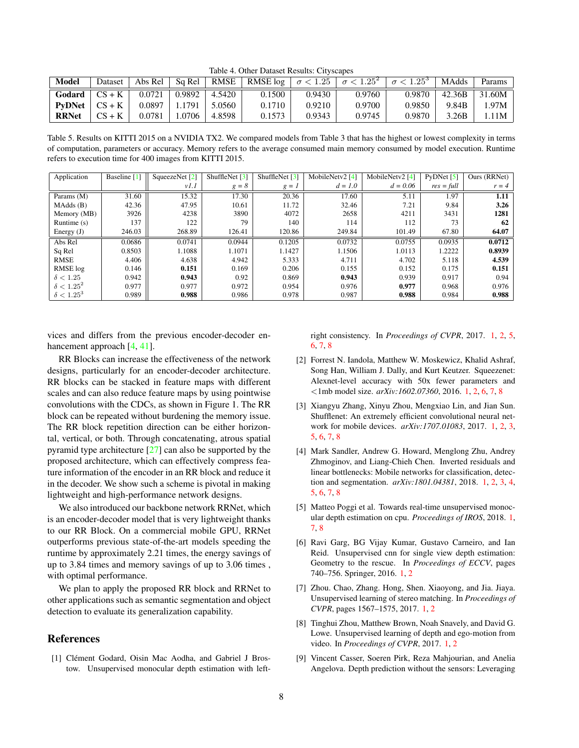Table 4. Other Dataset Results: Cityscapes

| **Model** | Dataset | Abs Rel | Sq Rel | RMSE | RMSE log | $\sigma < 1.25$ | $\sigma < 1.25^2$ | $\sigma < 1.25^3$ | MAdds | Params |
|---|---|---|---|---|---|---|---|---|---|---|
| **Godard** | CS + K | 0.0721 | 0.9892 | 4.5420 | 0.1500 | 0.9430 | 0.9760 | 0.9870 | 42.36B | 31.60M |
| **PyDNet** | CS + K | 0.0897 | 1.1791 | 5.0560 | 0.1710 | 0.9210 | 0.9700 | 0.9850 | 9.84B | 1.97M |
| **RRNet** | CS + K | 0.0781 | 1.0706 | 4.8598 | 0.1573 | 0.9343 | 0.9745 | 0.9870 | 3.26B | 1.11M |

Table 5. Results on KITTI 2015 on a NVIDIA TX2. We compared models from Table 3 that has the highest or lowest complexity in terms of computation, parameters or accuracy. Memory refers to the average consumed main memory consumed by model execution. Runtime refers to execution time for 400 images from KITTI 2015.

| Application | Baseline [1] | SqueezeNet [2] | ShuffleNet [3] | ShuffleNet [3] | MobileNetv2 [4] | MobileNetv2 [4] | PyDNet [5] | Ours (RRNet) |
|---|---|---|---|---|---|---|---|---|
| | | *v1.1* | *g = 8* | *g = 1* | *d = 1.0* | *d = 0.06* | *res = full* | *r = 4* |
| Params (M) | 31.60 | 15.32 | 17.30 | 20.36 | 17.60 | 5.11 | 1.97 | **1.11** |
| MAdds (B) | 42.36 | 47.95 | 10.61 | 11.72 | 32.46 | 7.21 | 9.84 | **3.26** |
| Memory (MB) | 3926 | 4238 | 3890 | 4072 | 2658 | 4211 | 3431 | **1281** |
| Runtime (s) | 137 | 122 | 79 | 140 | 114 | 112 | 73 | **62** |
| Energy (J) | 246.03 | 268.89 | 126.41 | 120.86 | 249.84 | 101.49 | 67.80 | **64.07** |
| Abs Rel | 0.0686 | 0.0741 | 0.0944 | 0.1205 | 0.0732 | 0.0755 | 0.0935 | **0.0712** |
| Sq Rel | 0.8503 | 1.1088 | 1.1071 | 1.1427 | 1.1506 | 1.0113 | 1.2222 | **0.8939** |
| RMSE | 4.406 | 4.638 | 4.942 | 5.333 | 4.711 | 4.702 | 5.118 | **4.539** |
| RMSE log | 0.146 | **0.151** | 0.169 | 0.206 | 0.155 | 0.152 | 0.175 | **0.151** |
| $\delta < 1.25$ | 0.942 | **0.943** | 0.92 | 0.869 | **0.943** | 0.939 | 0.917 | 0.94 |
| $\delta < 1.25^2$ | 0.977 | 0.977 | 0.972 | 0.954 | 0.976 | **0.977** | 0.968 | 0.976 |
| $\delta < 1.25^3$ | 0.989 | **0.988** | 0.986 | 0.978 | 0.987 | **0.988** | 0.984 | **0.988** |

vices and differs from the previous encoder-decoder enhancement approach [4, 41].

RR Blocks can increase the effectiveness of the network designs, particularly for an encoder-decoder architecture. RR blocks can be stacked in feature maps with different scales and can also reduce feature maps by using pointwise convolutions with the CDCs, as shown in Figure 1. The RR block can be repeated without burdening the memory issue. The RR block repetition direction can be either horizontal, vertical, or both. Through concatenating, atrous spatial pyramid type architecture [27] can also be supported by the proposed architecture, which can effectively compress feature information of the encoder in an RR block and reduce it in the decoder. We show such a scheme is pivotal in making lightweight and high-performance network designs.

We also introduced our backbone network RRNet, which is an encoder-decoder model that is very lightweight thanks to our RR Block. On a commercial mobile GPU, RRNet outperforms previous state-of-the-art models speeding the runtime by approximately 2.21 times, the energy savings of up to 3.84 times and memory savings of up to 3.06 times , with optimal performance.

We plan to apply the proposed RR block and RRNet to other applications such as semantic segmentation and object detection to evaluate its generalization capability.

## References

[1] Clément Godard, Oisin Mac Aodha, and Gabriel J Brostow. Unsupervised monocular depth estimation with left-right consistency. In *Proceedings of CVPR*, 2017. 1, 2, 5, 6, 7, 8

[2] Forrest N. Iandola, Matthew W. Moskewicz, Khalid Ashraf, Song Han, William J. Dally, and Kurt Keutzer. Squeezenet: Alexnet-level accuracy with 50x fewer parameters and <1mb model size. *arXiv:1602.07360*, 2016. 1, 2, 6, 7, 8

[3] Xiangyu Zhang, Xinyu Zhou, Mengxiao Lin, and Jian Sun. Shufflenet: An extremely efficient convolutional neural network for mobile devices. *arXiv:1707.01083*, 2017. 1, 2, 3, 5, 6, 7, 8

[4] Mark Sandler, Andrew G. Howard, Menglong Zhu, Andrey Zhmoginov, and Liang-Chieh Chen. Inverted residuals and linear bottlenecks: Mobile networks for classification, detection and segmentation. *arXiv:1801.04381*, 2018. 1, 2, 3, 4, 5, 6, 7, 8

[5] Matteo Poggi et al. Towards real-time unsupervised monocular depth estimation on cpu. *Proceedings of IROS*, 2018. 1, 7, 8

[6] Ravi Garg, BG Vijay Kumar, Gustavo Carneiro, and Ian Reid. Unsupervised cnn for single view depth estimation: Geometry to the rescue. In *Proceedings of ECCV*, pages 740–756. Springer, 2016. 1, 2

[7] Zhou. Chao, Zhang. Hong, Shen. Xiaoyong, and Jia. Jiaya. Unsupervised learning of stereo matching. In *Proceedings of CVPR*, pages 1567–1575, 2017. 1, 2

[8] Tinghui Zhou, Matthew Brown, Noah Snavely, and David G. Lowe. Unsupervised learning of depth and ego-motion from video. In *Proceedings of CVPR*, 2017. 1, 2

[9] Vincent Casser, Soeren Pirk, Reza Mahjourian, and Anelia Angelova. Depth prediction without the sensors: Leveraging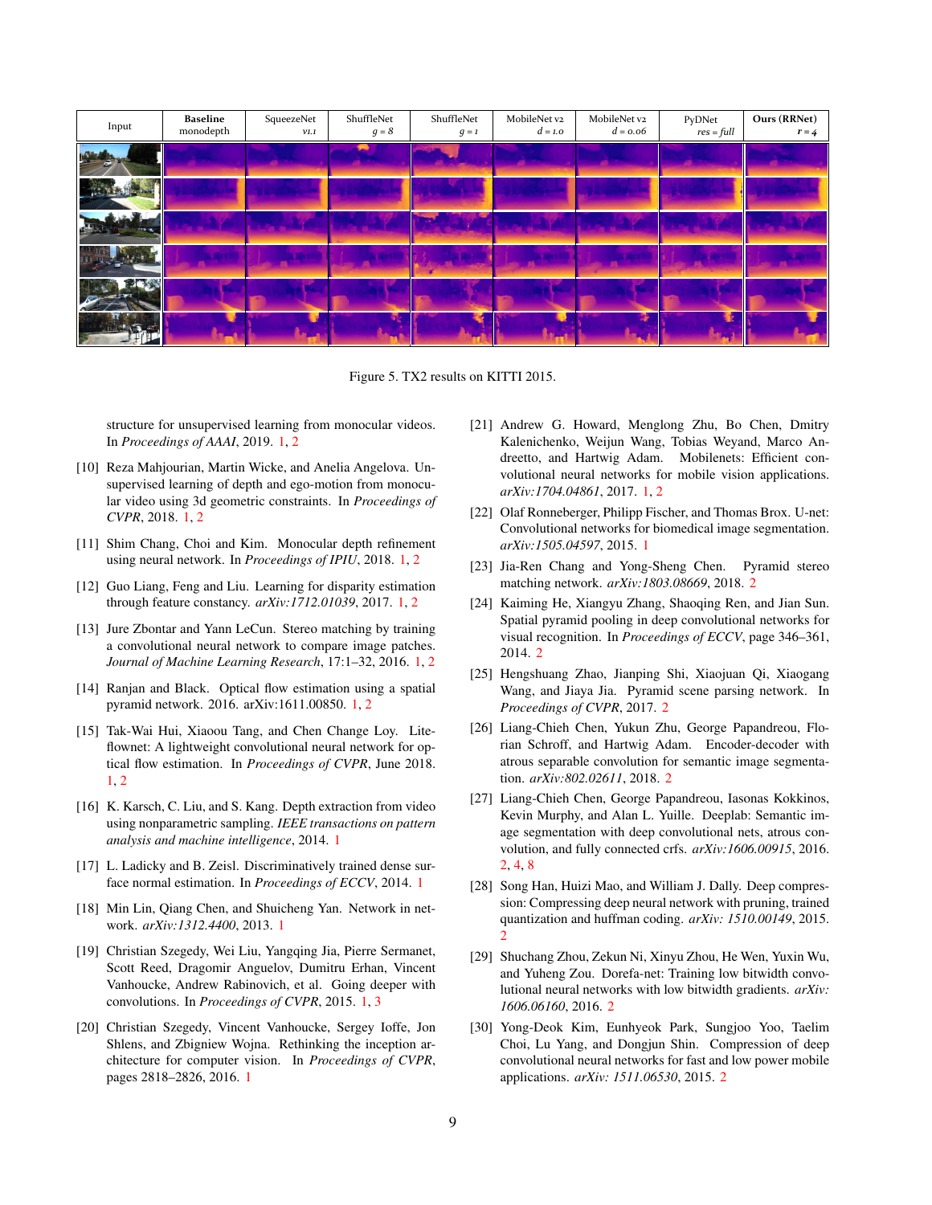| Input | **Baseline** monodepth | SqueezeNet *v1.1* | ShuffleNet *g = 8* | ShuffleNet *g = 1* | MobileNet v2 *d = 1.0* | MobileNet v2 *d = 0.06* | PyDNet *res = full* | **Ours (RRNet)** *r = 4* |
|---|---|---|---|---|---|---|---|---|

Figure 5. TX2 results on KITTI 2015.

structure for unsupervised learning from monocular videos. In *Proceedings of AAAI*, 2019. 1, 2

[10] Reza Mahjourian, Martin Wicke, and Anelia Angelova. Unsupervised learning of depth and ego-motion from monocular video using 3d geometric constraints. In *Proceedings of CVPR*, 2018. 1, 2

[11] Shim Chang, Choi and Kim. Monocular depth refinement using neural network. In *Proceedings of IPIU*, 2018. 1, 2

[12] Guo Liang, Feng and Liu. Learning for disparity estimation through feature constancy. *arXiv:1712.01039*, 2017. 1, 2

[13] Jure Zbontar and Yann LeCun. Stereo matching by training a convolutional neural network to compare image patches. *Journal of Machine Learning Research*, 17:1–32, 2016. 1, 2

[14] Ranjan and Black. Optical flow estimation using a spatial pyramid network. 2016. arXiv:1611.00850. 1, 2

[15] Tak-Wai Hui, Xiaoou Tang, and Chen Change Loy. Liteflownet: A lightweight convolutional neural network for optical flow estimation. In *Proceedings of CVPR*, June 2018. 1, 2

[16] K. Karsch, C. Liu, and S. Kang. Depth extraction from video using nonparametric sampling. *IEEE transactions on pattern analysis and machine intelligence*, 2014. 1

[17] L. Ladicky and B. Zeisl. Discriminatively trained dense surface normal estimation. In *Proceedings of ECCV*, 2014. 1

[18] Min Lin, Qiang Chen, and Shuicheng Yan. Network in network. *arXiv:1312.4400*, 2013. 1

[19] Christian Szegedy, Wei Liu, Yangqing Jia, Pierre Sermanet, Scott Reed, Dragomir Anguelov, Dumitru Erhan, Vincent Vanhoucke, Andrew Rabinovich, et al. Going deeper with convolutions. In *Proceedings of CVPR*, 2015. 1, 3

[20] Christian Szegedy, Vincent Vanhoucke, Sergey Ioffe, Jon Shlens, and Zbigniew Wojna. Rethinking the inception architecture for computer vision. In *Proceedings of CVPR*, pages 2818–2826, 2016. 1

[21] Andrew G. Howard, Menglong Zhu, Bo Chen, Dmitry Kalenichenko, Weijun Wang, Tobias Weyand, Marco Andreetto, and Hartwig Adam. Mobilenets: Efficient convolutional neural networks for mobile vision applications. *arXiv:1704.04861*, 2017. 1, 2

[22] Olaf Ronneberger, Philipp Fischer, and Thomas Brox. U-net: Convolutional networks for biomedical image segmentation. *arXiv:1505.04597*, 2015. 1

[23] Jia-Ren Chang and Yong-Sheng Chen. Pyramid stereo matching network. *arXiv:1803.08669*, 2018. 2

[24] Kaiming He, Xiangyu Zhang, Shaoqing Ren, and Jian Sun. Spatial pyramid pooling in deep convolutional networks for visual recognition. In *Proceedings of ECCV*, page 346–361, 2014. 2

[25] Hengshuang Zhao, Jianping Shi, Xiaojuan Qi, Xiaogang Wang, and Jiaya Jia. Pyramid scene parsing network. In *Proceedings of CVPR*, 2017. 2

[26] Liang-Chieh Chen, Yukun Zhu, George Papandreou, Florian Schroff, and Hartwig Adam. Encoder-decoder with atrous separable convolution for semantic image segmentation. *arXiv:802.02611*, 2018. 2

[27] Liang-Chieh Chen, George Papandreou, Iasonas Kokkinos, Kevin Murphy, and Alan L. Yuille. Deeplab: Semantic image segmentation with deep convolutional nets, atrous convolution, and fully connected crfs. *arXiv:1606.00915*, 2016. 2, 4, 8

[28] Song Han, Huizi Mao, and William J. Dally. Deep compression: Compressing deep neural network with pruning, trained quantization and huffman coding. *arXiv: 1510.00149*, 2015. 2

[29] Shuchang Zhou, Zekun Ni, Xinyu Zhou, He Wen, Yuxin Wu, and Yuheng Zou. Dorefa-net: Training low bitwidth convolutional neural networks with low bitwidth gradients. *arXiv: 1606.06160*, 2016. 2

[30] Yong-Deok Kim, Eunhyeok Park, Sungjoo Yoo, Taelim Choi, Lu Yang, and Dongjun Shin. Compression of deep convolutional neural networks for fast and low power mobile applications. *arXiv: 1511.06530*, 2015. 2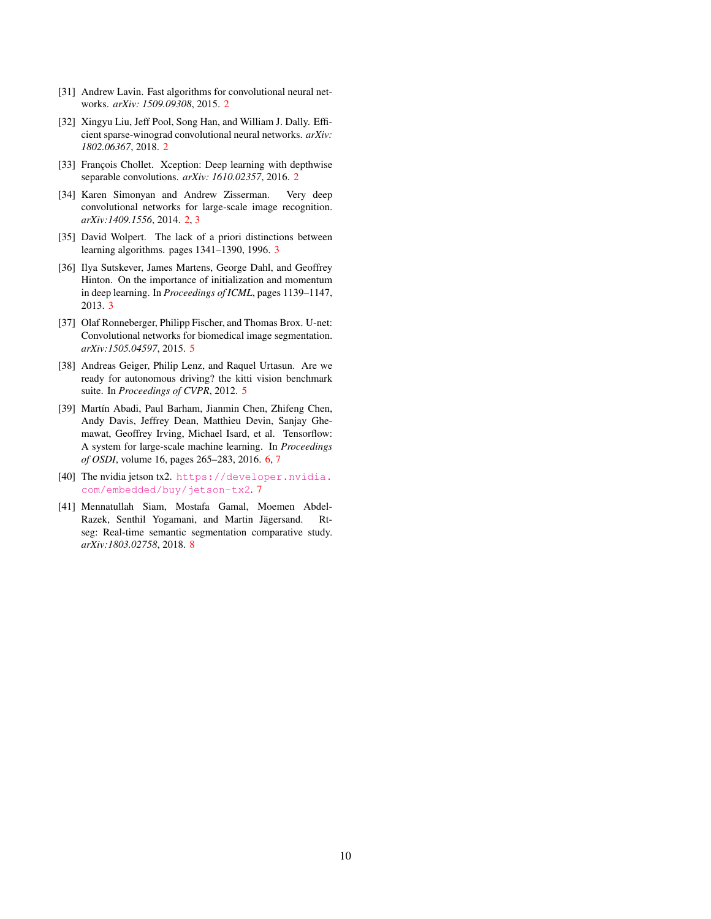[31] Andrew Lavin. Fast algorithms for convolutional neural networks. *arXiv: 1509.09308*, 2015. 2

[32] Xingyu Liu, Jeff Pool, Song Han, and William J. Dally. Efficient sparse-winograd convolutional neural networks. *arXiv: 1802.06367*, 2018. 2

[33] François Chollet. Xception: Deep learning with depthwise separable convolutions. *arXiv: 1610.02357*, 2016. 2

[34] Karen Simonyan and Andrew Zisserman. Very deep convolutional networks for large-scale image recognition. *arXiv:1409.1556*, 2014. 2, 3

[35] David Wolpert. The lack of a priori distinctions between learning algorithms. pages 1341–1390, 1996. 3

[36] Ilya Sutskever, James Martens, George Dahl, and Geoffrey Hinton. On the importance of initialization and momentum in deep learning. In *Proceedings of ICML*, pages 1139–1147, 2013. 3

[37] Olaf Ronneberger, Philipp Fischer, and Thomas Brox. U-net: Convolutional networks for biomedical image segmentation. *arXiv:1505.04597*, 2015. 5

[38] Andreas Geiger, Philip Lenz, and Raquel Urtasun. Are we ready for autonomous driving? the kitti vision benchmark suite. In *Proceedings of CVPR*, 2012. 5

[39] Martín Abadi, Paul Barham, Jianmin Chen, Zhifeng Chen, Andy Davis, Jeffrey Dean, Matthieu Devin, Sanjay Ghemawat, Geoffrey Irving, Michael Isard, et al. Tensorflow: A system for large-scale machine learning. In *Proceedings of OSDI*, volume 16, pages 265–283, 2016. 6, 7

[40] The nvidia jetson tx2. `https://developer.nvidia.com/embedded/buy/jetson-tx2`. 7

[41] Mennatullah Siam, Mostafa Gamal, Moemen Abdel-Razek, Senthil Yogamani, and Martin Jägersand. Rtseg: Real-time semantic segmentation comparative study. *arXiv:1803.02758*, 2018. 8